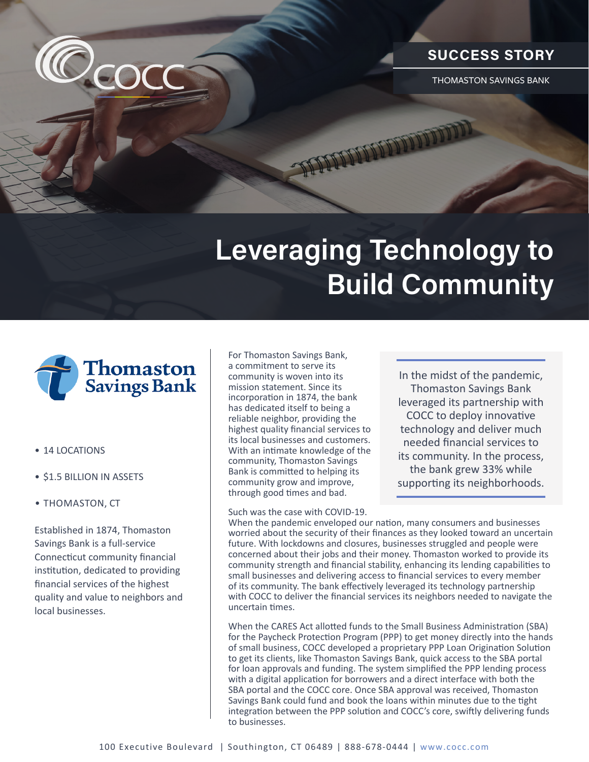COCC

SUCCESS STORY

THOMASTON SAVINGS BANK

# Leveraging Technology to Build Community

Thomaston Savings Bank

- 14 LOCATIONS
- $1.5 BILLION IN ASSETS
- THOMASTON, CT

Established in 1874, Thomaston Savings Bank is a full-service Connecticut community financial institution, dedicated to providing financial services of the highest quality and value to neighbors and local businesses.

For Thomaston Savings Bank, a commitment to serve its community is woven into its mission statement. Since its incorporation in 1874, the bank has dedicated itself to being a reliable neighbor, providing the highest quality financial services to its local businesses and customers. With an intimate knowledge of the community, Thomaston Savings Bank is committed to helping its community grow and improve, through good times and bad.

> In the midst of the pandemic, Thomaston Savings Bank leveraged its partnership with COCC to deploy innovative technology and deliver much needed financial services to its community. In the process, the bank grew 33% while supporting its neighborhoods.

Such was the case with COVID-19. When the pandemic enveloped our nation, many consumers and businesses worried about the security of their finances as they looked toward an uncertain future. With lockdowns and closures, businesses struggled and people were concerned about their jobs and their money. Thomaston worked to provide its community strength and financial stability, enhancing its lending capabilities to small businesses and delivering access to financial services to every member of its community. The bank effectively leveraged its technology partnership with COCC to deliver the financial services its neighbors needed to navigate the uncertain times.

When the CARES Act allotted funds to the Small Business Administration (SBA) for the Paycheck Protection Program (PPP) to get money directly into the hands of small business, COCC developed a proprietary PPP Loan Origination Solution to get its clients, like Thomaston Savings Bank, quick access to the SBA portal for loan approvals and funding. The system simplified the PPP lending process with a digital application for borrowers and a direct interface with both the SBA portal and the COCC core. Once SBA approval was received, Thomaston Savings Bank could fund and book the loans within minutes due to the tight integration between the PPP solution and COCC's core, swiftly delivering funds to businesses.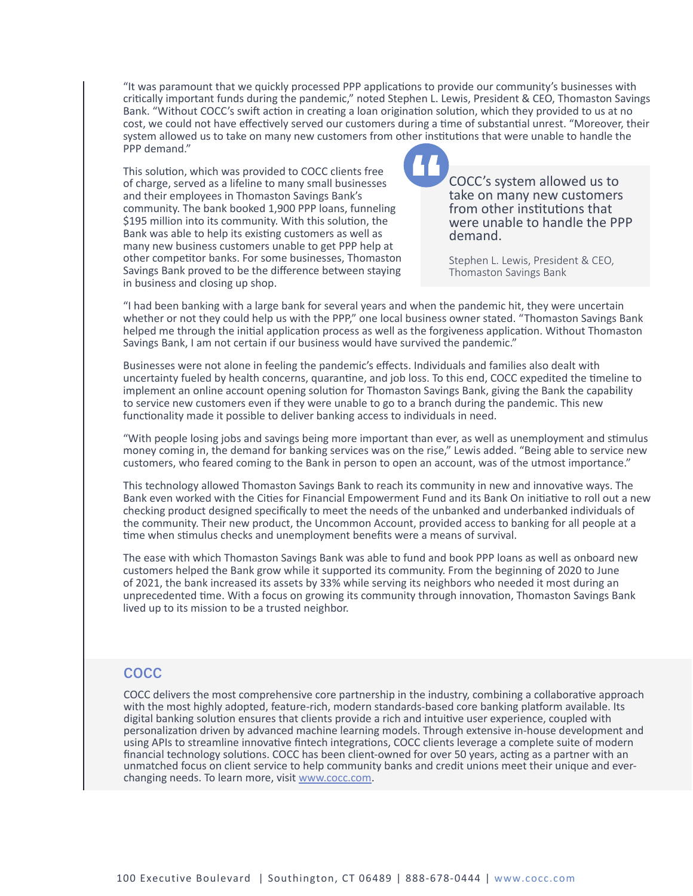"It was paramount that we quickly processed PPP applications to provide our community's businesses with critically important funds during the pandemic," noted Stephen L. Lewis, President & CEO, Thomaston Savings Bank. "Without COCC's swift action in creating a loan origination solution, which they provided to us at no cost, we could not have effectively served our customers during a time of substantial unrest. "Moreover, their system allowed us to take on many new customers from other institutions that were unable to handle the PPP demand."

This solution, which was provided to COCC clients free of charge, served as a lifeline to many small businesses and their employees in Thomaston Savings Bank's community. The bank booked 1,900 PPP loans, funneling $195 million into its community. With this solution, the Bank was able to help its existing customers as well as many new business customers unable to get PPP help at other competitor banks. For some businesses, Thomaston Savings Bank proved to be the difference between staying in business and closing up shop.

> COCC's system allowed us to take on many new customers from other institutions that were unable to handle the PPP demand.
>
> Stephen L. Lewis, President & CEO, Thomaston Savings Bank

"I had been banking with a large bank for several years and when the pandemic hit, they were uncertain whether or not they could help us with the PPP," one local business owner stated. "Thomaston Savings Bank helped me through the initial application process as well as the forgiveness application. Without Thomaston Savings Bank, I am not certain if our business would have survived the pandemic."

Businesses were not alone in feeling the pandemic's effects. Individuals and families also dealt with uncertainty fueled by health concerns, quarantine, and job loss. To this end, COCC expedited the timeline to implement an online account opening solution for Thomaston Savings Bank, giving the Bank the capability to service new customers even if they were unable to go to a branch during the pandemic. This new functionality made it possible to deliver banking access to individuals in need.

"With people losing jobs and savings being more important than ever, as well as unemployment and stimulus money coming in, the demand for banking services was on the rise," Lewis added. "Being able to service new customers, who feared coming to the Bank in person to open an account, was of the utmost importance."

This technology allowed Thomaston Savings Bank to reach its community in new and innovative ways. The Bank even worked with the Cities for Financial Empowerment Fund and its Bank On initiative to roll out a new checking product designed specifically to meet the needs of the unbanked and underbanked individuals of the community. Their new product, the Uncommon Account, provided access to banking for all people at a time when stimulus checks and unemployment benefits were a means of survival.

The ease with which Thomaston Savings Bank was able to fund and book PPP loans as well as onboard new customers helped the Bank grow while it supported its community. From the beginning of 2020 to June of 2021, the bank increased its assets by 33% while serving its neighbors who needed it most during an unprecedented time. With a focus on growing its community through innovation, Thomaston Savings Bank lived up to its mission to be a trusted neighbor.

## COCC

COCC delivers the most comprehensive core partnership in the industry, combining a collaborative approach with the most highly adopted, feature-rich, modern standards-based core banking platform available. Its digital banking solution ensures that clients provide a rich and intuitive user experience, coupled with personalization driven by advanced machine learning models. Through extensive in-house development and using APIs to streamline innovative fintech integrations, COCC clients leverage a complete suite of modern financial technology solutions. COCC has been client-owned for over 50 years, acting as a partner with an unmatched focus on client service to help community banks and credit unions meet their unique and ever-changing needs. To learn more, visit www.cocc.com.

100 Executive Boulevard | Southington, CT 06489 | 888-678-0444 | www.cocc.com